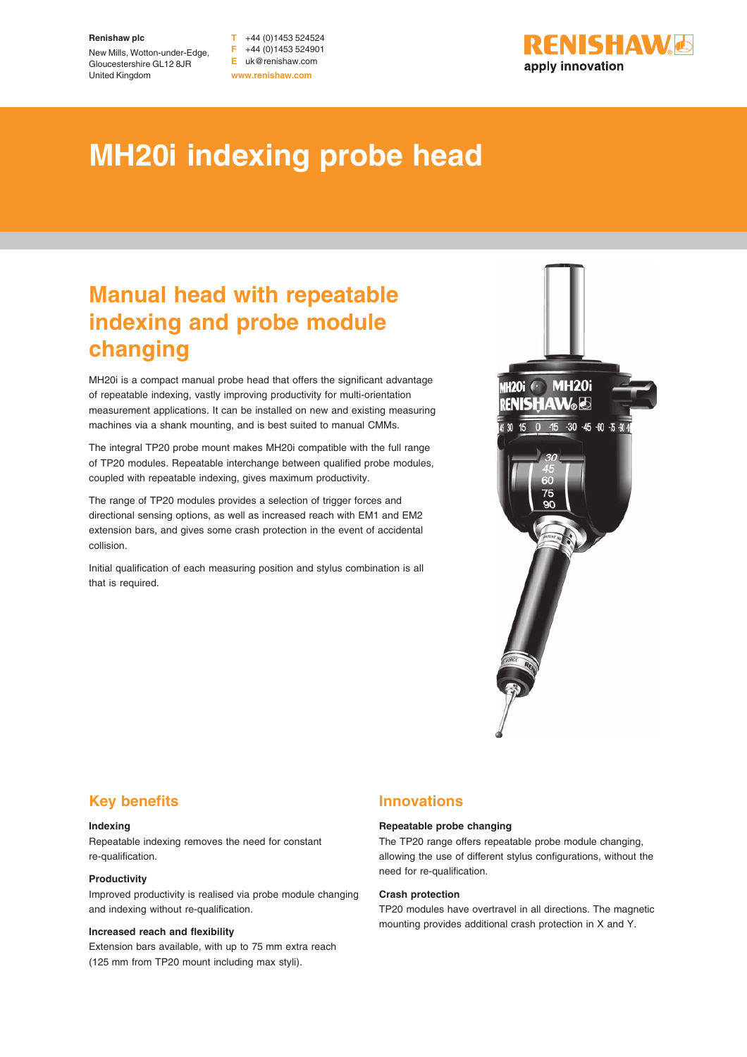**Renishaw plc**

New Mills, Wotton-under-Edge,
Gloucestershire GL12 8JR
United Kingdom

T +44 (0)1453 524524
F +44 (0)1453 524901
E uk@renishaw.com
www.renishaw.com

RENISHAW
apply innovation

# MH20i indexing probe head

## Manual head with repeatable indexing and probe module changing

MH20i is a compact manual probe head that offers the significant advantage of repeatable indexing, vastly improving productivity for multi-orientation measurement applications. It can be installed on new and existing measuring machines via a shank mounting, and is best suited to manual CMMs.

The integral TP20 probe mount makes MH20i compatible with the full range of TP20 modules. Repeatable interchange between qualified probe modules, coupled with repeatable indexing, gives maximum productivity.

The range of TP20 modules provides a selection of trigger forces and directional sensing options, as well as increased reach with EM1 and EM2 extension bars, and gives some crash protection in the event of accidental collision.

Initial qualification of each measuring position and stylus combination is all that is required.

## Key benefits

**Indexing**
Repeatable indexing removes the need for constant re-qualification.

**Productivity**
Improved productivity is realised via probe module changing and indexing without re-qualification.

**Increased reach and flexibility**
Extension bars available, with up to 75 mm extra reach (125 mm from TP20 mount including max styli).

## Innovations

**Repeatable probe changing**
The TP20 range offers repeatable probe module changing, allowing the use of different stylus configurations, without the need for re-qualification.

**Crash protection**
TP20 modules have overtravel in all directions. The magnetic mounting provides additional crash protection in X and Y.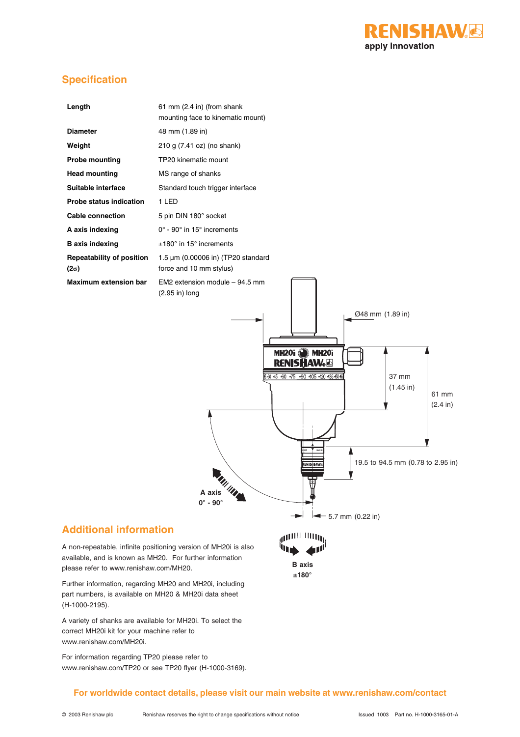## Specification

| | |
|---|---|
| **Length** | 61 mm (2.4 in) (from shank mounting face to kinematic mount) |
| **Diameter** | 48 mm (1.89 in) |
| **Weight** | 210 g (7.41 oz) (no shank) |
| **Probe mounting** | TP20 kinematic mount |
| **Head mounting** | MS range of shanks |
| **Suitable interface** | Standard touch trigger interface |
| **Probe status indication** | 1 LED |
| **Cable connection** | 5 pin DIN 180° socket |
| **A axis indexing** | 0° - 90° in 15° increments |
| **B axis indexing** | ±180° in 15° increments |
| **Repeatability of position (2σ)** | 1.5 µm (0.00006 in) (TP20 standard force and 10 mm stylus) |
| **Maximum extension bar** | EM2 extension module – 94.5 mm (2.95 in) long |

Ø48 mm (1.89 in)

37 mm (1.45 in)

61 mm (2.4 in)

19.5 to 94.5 mm (0.78 to 2.95 in)

5.7 mm (0.22 in)

A axis 0° - 90°

B axis ±180°

## Additional information

A non-repeatable, infinite positioning version of MH20i is also available, and is known as MH20. For further information please refer to www.renishaw.com/MH20.

Further information, regarding MH20 and MH20i, including part numbers, is available on MH20 & MH20i data sheet (H-1000-2195).

A variety of shanks are available for MH20i. To select the correct MH20i kit for your machine refer to www.renishaw.com/MH20i.

For information regarding TP20 please refer to www.renishaw.com/TP20 or see TP20 flyer (H-1000-3169).

**For worldwide contact details, please visit our main website at www.renishaw.com/contact**

© 2003 Renishaw plc Renishaw reserves the right to change specifications without notice Issued 1003 Part no. H-1000-3165-01-A